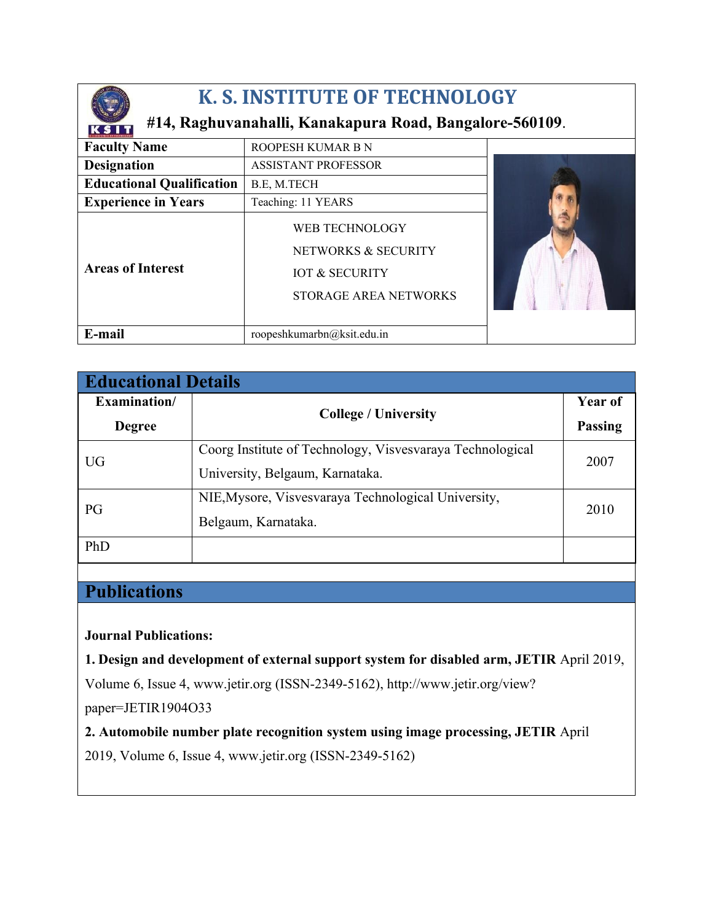# K. S. INSTITUTE OF TECHNOLOGY

**#14, Raghuvanahalli, Kanakapura Road, Bangalore-560109.**

| **Faculty Name** | ROOPESH KUMAR B N |
|---|---|
| **Designation** | ASSISTANT PROFESSOR |
| **Educational Qualification** | B.E, M.TECH |
| **Experience in Years** | Teaching: 11 YEARS |
| **Areas of Interest** | WEB TECHNOLOGY<br>NETWORKS & SECURITY<br>IOT & SECURITY<br>STORAGE AREA NETWORKS |
| **E-mail** | roopeshkumarbn@ksit.edu.in |

## Educational Details

| Examination/ Degree | College / University | Year of Passing |
|---|---|---|
| UG | Coorg Institute of Technology, Visvesvaraya Technological University, Belgaum, Karnataka. | 2007 |
| PG | NIE,Mysore, Visvesvaraya Technological University, Belgaum, Karnataka. | 2010 |
| PhD | | |

## Publications

**Journal Publications:**

**1. Design and development of external support system for disabled arm, JETIR** April 2019, Volume 6, Issue 4, www.jetir.org (ISSN-2349-5162), http://www.jetir.org/view?paper=JETIR1904O33

**2. Automobile number plate recognition system using image processing, JETIR** April 2019, Volume 6, Issue 4, www.jetir.org (ISSN-2349-5162)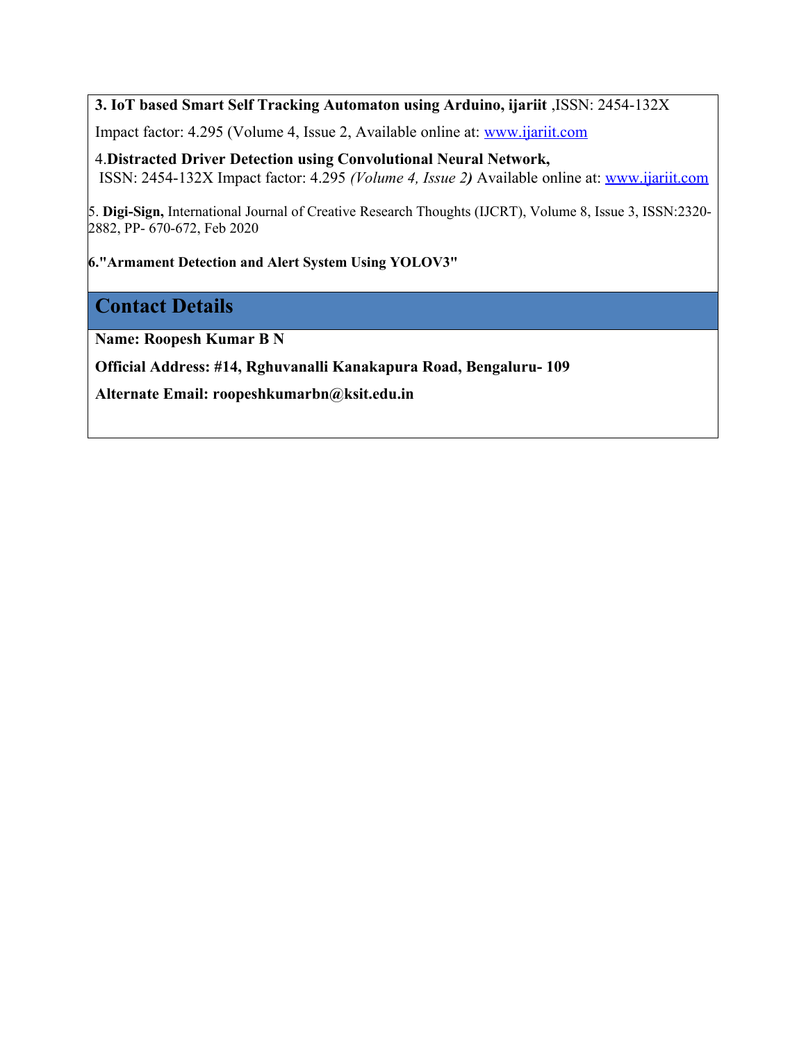**3. IoT based Smart Self Tracking Automaton using Arduino, ijariit** ,ISSN: 2454-132X

Impact factor: 4.295 (Volume 4, Issue 2, Available online at: www.ijariit.com

4.**Distracted Driver Detection using Convolutional Neural Network,**
ISSN: 2454-132X Impact factor: 4.295 *(Volume 4, Issue 2)* Available online at: www.ijariit.com

5. **Digi-Sign,** International Journal of Creative Research Thoughts (IJCRT), Volume 8, Issue 3, ISSN:2320-2882, PP- 670-672, Feb 2020

**6."Armament Detection and Alert System Using YOLOV3"**

## Contact Details

**Name: Roopesh Kumar B N**

**Official Address: #14, Rghuvanalli Kanakapura Road, Bengaluru- 109**

**Alternate Email: roopeshkumarbn@ksit.edu.in**